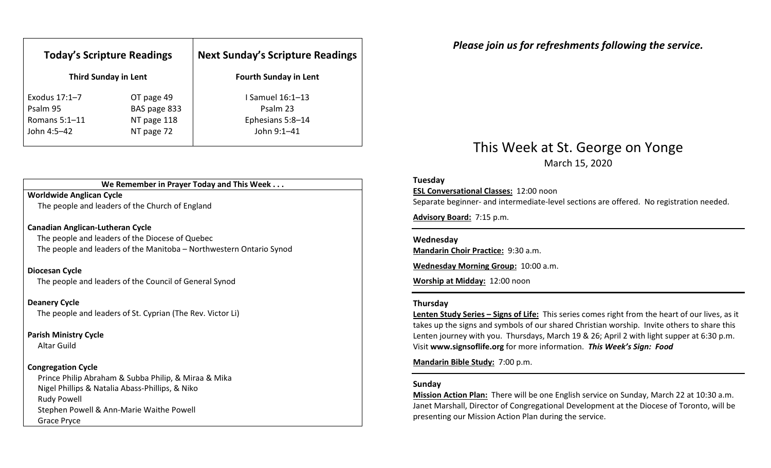| Today's Scripture Readings | | Next Sunday's Scripture Readings |
|---|---|---|
| **Third Sunday in Lent** | | **Fourth Sunday in Lent** |
| Exodus 17:1–7 | OT page 49 | I Samuel 16:1–13 |
| Psalm 95 | BAS page 833 | Psalm 23 |
| Romans 5:1–11 | NT page 118 | Ephesians 5:8–14 |
| John 4:5–42 | NT page 72 | John 9:1–41 |

**We Remember in Prayer Today and This Week . . .**

**Worldwide Anglican Cycle**
The people and leaders of the Church of England

**Canadian Anglican-Lutheran Cycle**
The people and leaders of the Diocese of Quebec
The people and leaders of the Manitoba – Northwestern Ontario Synod

**Diocesan Cycle**
The people and leaders of the Council of General Synod

**Deanery Cycle**
The people and leaders of St. Cyprian (The Rev. Victor Li)

**Parish Ministry Cycle**
Altar Guild

**Congregation Cycle**
Prince Philip Abraham & Subba Philip, & Miraa & Mika
Nigel Phillips & Natalia Abass-Phillips, & Niko
Rudy Powell
Stephen Powell & Ann-Marie Waithe Powell
Grace Pryce

***Please join us for refreshments following the service.***

# This Week at St. George on Yonge

March 15, 2020

### Tuesday

**ESL Conversational Classes:** 12:00 noon
Separate beginner- and intermediate-level sections are offered. No registration needed.

**Advisory Board:** 7:15 p.m.

### Wednesday

**Mandarin Choir Practice:** 9:30 a.m.

**Wednesday Morning Group:** 10:00 a.m.

**Worship at Midday:** 12:00 noon

### Thursday

**Lenten Study Series – Signs of Life:** This series comes right from the heart of our lives, as it takes up the signs and symbols of our shared Christian worship. Invite others to share this Lenten journey with you. Thursdays, March 19 & 26; April 2 with light supper at 6:30 p.m. Visit **www.signsoflife.org** for more information. ***This Week's Sign: Food***

**Mandarin Bible Study:** 7:00 p.m.

### Sunday

**Mission Action Plan:** There will be one English service on Sunday, March 22 at 10:30 a.m. Janet Marshall, Director of Congregational Development at the Diocese of Toronto, will be presenting our Mission Action Plan during the service.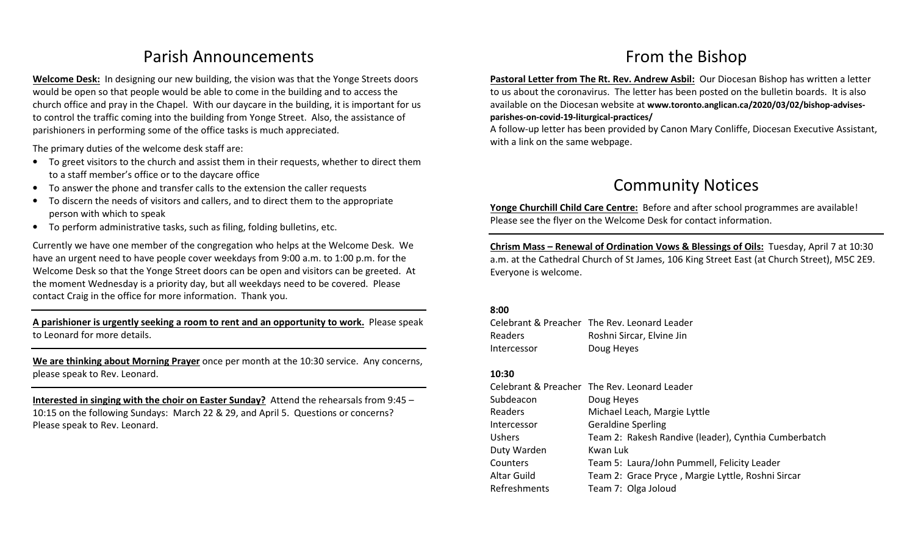# Parish Announcements

**Welcome Desk:** In designing our new building, the vision was that the Yonge Streets doors would be open so that people would be able to come in the building and to access the church office and pray in the Chapel. With our daycare in the building, it is important for us to control the traffic coming into the building from Yonge Street. Also, the assistance of parishioners in performing some of the office tasks is much appreciated.

The primary duties of the welcome desk staff are:

- To greet visitors to the church and assist them in their requests, whether to direct them to a staff member's office or to the daycare office
- To answer the phone and transfer calls to the extension the caller requests
- To discern the needs of visitors and callers, and to direct them to the appropriate person with which to speak
- To perform administrative tasks, such as filing, folding bulletins, etc.

Currently we have one member of the congregation who helps at the Welcome Desk. We have an urgent need to have people cover weekdays from 9:00 a.m. to 1:00 p.m. for the Welcome Desk so that the Yonge Street doors can be open and visitors can be greeted. At the moment Wednesday is a priority day, but all weekdays need to be covered. Please contact Craig in the office for more information. Thank you.

---

**A parishioner is urgently seeking a room to rent and an opportunity to work.** Please speak to Leonard for more details.

---

**We are thinking about Morning Prayer** once per month at the 10:30 service. Any concerns, please speak to Rev. Leonard.

---

**Interested in singing with the choir on Easter Sunday?** Attend the rehearsals from 9:45 – 10:15 on the following Sundays: March 22 & 29, and April 5. Questions or concerns? Please speak to Rev. Leonard.

# From the Bishop

**Pastoral Letter from The Rt. Rev. Andrew Asbil:** Our Diocesan Bishop has written a letter to us about the coronavirus. The letter has been posted on the bulletin boards. It is also available on the Diocesan website at **www.toronto.anglican.ca/2020/03/02/bishop-advises-parishes-on-covid-19-liturgical-practices/**

A follow-up letter has been provided by Canon Mary Conliffe, Diocesan Executive Assistant, with a link on the same webpage.

# Community Notices

**Yonge Churchill Child Care Centre:** Before and after school programmes are available! Please see the flyer on the Welcome Desk for contact information.

---

**Chrism Mass – Renewal of Ordination Vows & Blessings of Oils:** Tuesday, April 7 at 10:30 a.m. at the Cathedral Church of St James, 106 King Street East (at Church Street), M5C 2E9. Everyone is welcome.

**8:00**

| | |
|---|---|
| Celebrant & Preacher | The Rev. Leonard Leader |
| Readers | Roshni Sircar, Elvine Jin |
| Intercessor | Doug Heyes |

**10:30**

| | |
|---|---|
| Celebrant & Preacher | The Rev. Leonard Leader |
| Subdeacon | Doug Heyes |
| Readers | Michael Leach, Margie Lyttle |
| Intercessor | Geraldine Sperling |
| Ushers | Team 2: Rakesh Randive (leader), Cynthia Cumberbatch |
| Duty Warden | Kwan Luk |
| Counters | Team 5: Laura/John Pummell, Felicity Leader |
| Altar Guild | Team 2: Grace Pryce , Margie Lyttle, Roshni Sircar |
| Refreshments | Team 7: Olga Joloud |